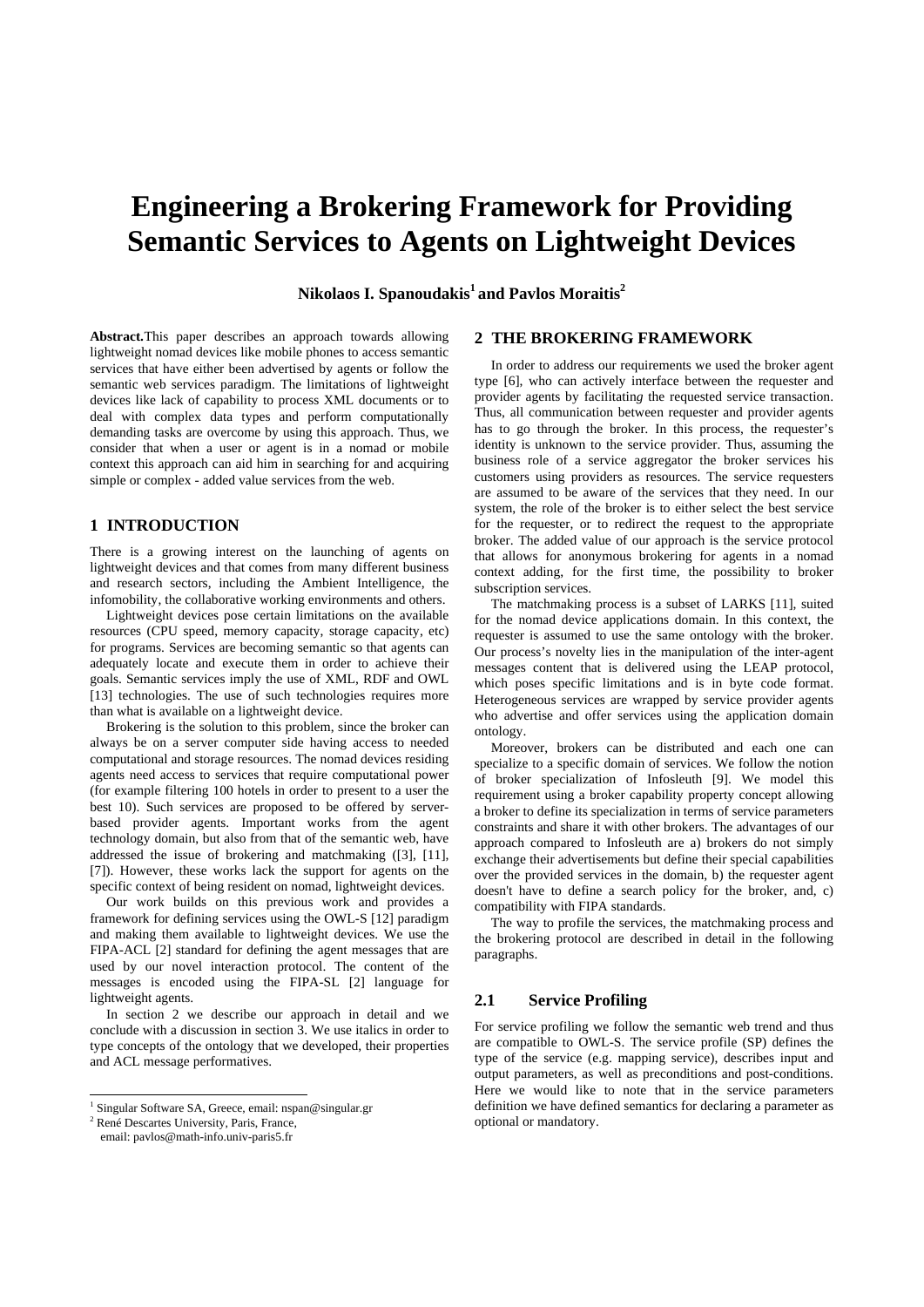# Engineering a Brokering Framework for Providing Semantic Services to Agents on Lightweight Devices

**Nikolaos I. Spanoudakis[1] and Pavlos Moraitis[2]**

**Abstract.** This paper describes an approach towards allowing lightweight nomad devices like mobile phones to access semantic services that have either been advertised by agents or follow the semantic web services paradigm. The limitations of lightweight devices like lack of capability to process XML documents or to deal with complex data types and perform computationally demanding tasks are overcome by using this approach. Thus, we consider that when a user or agent is in a nomad or mobile context this approach can aid him in searching for and acquiring simple or complex - added value services from the web.

## 1 INTRODUCTION

There is a growing interest on the launching of agents on lightweight devices and that comes from many different business and research sectors, including the Ambient Intelligence, the infomobility, the collaborative working environments and others.

Lightweight devices pose certain limitations on the available resources (CPU speed, memory capacity, storage capacity, etc) for programs. Services are becoming semantic so that agents can adequately locate and execute them in order to achieve their goals. Semantic services imply the use of XML, RDF and OWL [13] technologies. The use of such technologies requires more than what is available on a lightweight device.

Brokering is the solution to this problem, since the broker can always be on a server computer side having access to needed computational and storage resources. The nomad devices residing agents need access to services that require computational power (for example filtering 100 hotels in order to present to a user the best 10). Such services are proposed to be offered by server-based provider agents. Important works from the agent technology domain, but also from that of the semantic web, have addressed the issue of brokering and matchmaking ([3], [11], [7]). However, these works lack the support for agents on the specific context of being resident on nomad, lightweight devices.

Our work builds on this previous work and provides a framework for defining services using the OWL-S [12] paradigm and making them available to lightweight devices. We use the FIPA-ACL [2] standard for defining the agent messages that are used by our novel interaction protocol. The content of the messages is encoded using the FIPA-SL [2] language for lightweight agents.

In section 2 we describe our approach in detail and we conclude with a discussion in section 3. We use italics in order to type concepts of the ontology that we developed, their properties and ACL message performatives.

## 2 THE BROKERING FRAMEWORK

In order to address our requirements we used the broker agent type [6], who can actively interface between the requester and provider agents by facilitating the requested service transaction. Thus, all communication between requester and provider agents has to go through the broker. In this process, the requester's identity is unknown to the service provider. Thus, assuming the business role of a service aggregator the broker services his customers using providers as resources. The service requesters are assumed to be aware of the services that they need. In our system, the role of the broker is to either select the best service for the requester, or to redirect the request to the appropriate broker. The added value of our approach is the service protocol that allows for anonymous brokering for agents in a nomad context adding, for the first time, the possibility to broker subscription services.

The matchmaking process is a subset of LARKS [11], suited for the nomad device applications domain. In this context, the requester is assumed to use the same ontology with the broker. Our process's novelty lies in the manipulation of the inter-agent messages content that is delivered using the LEAP protocol, which poses specific limitations and is in byte code format. Heterogeneous services are wrapped by service provider agents who advertise and offer services using the application domain ontology.

Moreover, brokers can be distributed and each one can specialize to a specific domain of services. We follow the notion of broker specialization of Infosleuth [9]. We model this requirement using a broker capability property concept allowing a broker to define its specialization in terms of service parameters constraints and share it with other brokers. The advantages of our approach compared to Infosleuth are a) brokers do not simply exchange their advertisements but define their special capabilities over the provided services in the domain, b) the requester agent doesn't have to define a search policy for the broker, and, c) compatibility with FIPA standards.

The way to profile the services, the matchmaking process and the brokering protocol are described in detail in the following paragraphs.

### 2.1 Service Profiling

For service profiling we follow the semantic web trend and thus are compatible to OWL-S. The service profile (SP) defines the type of the service (e.g. mapping service), describes input and output parameters, as well as preconditions and post-conditions. Here we would like to note that in the service parameters definition we have defined semantics for declaring a parameter as optional or mandatory.

---

[1] Singular Software SA, Greece, email: nspan@singular.gr

[2] René Descartes University, Paris, France, email: pavlos@math-info.univ-paris5.fr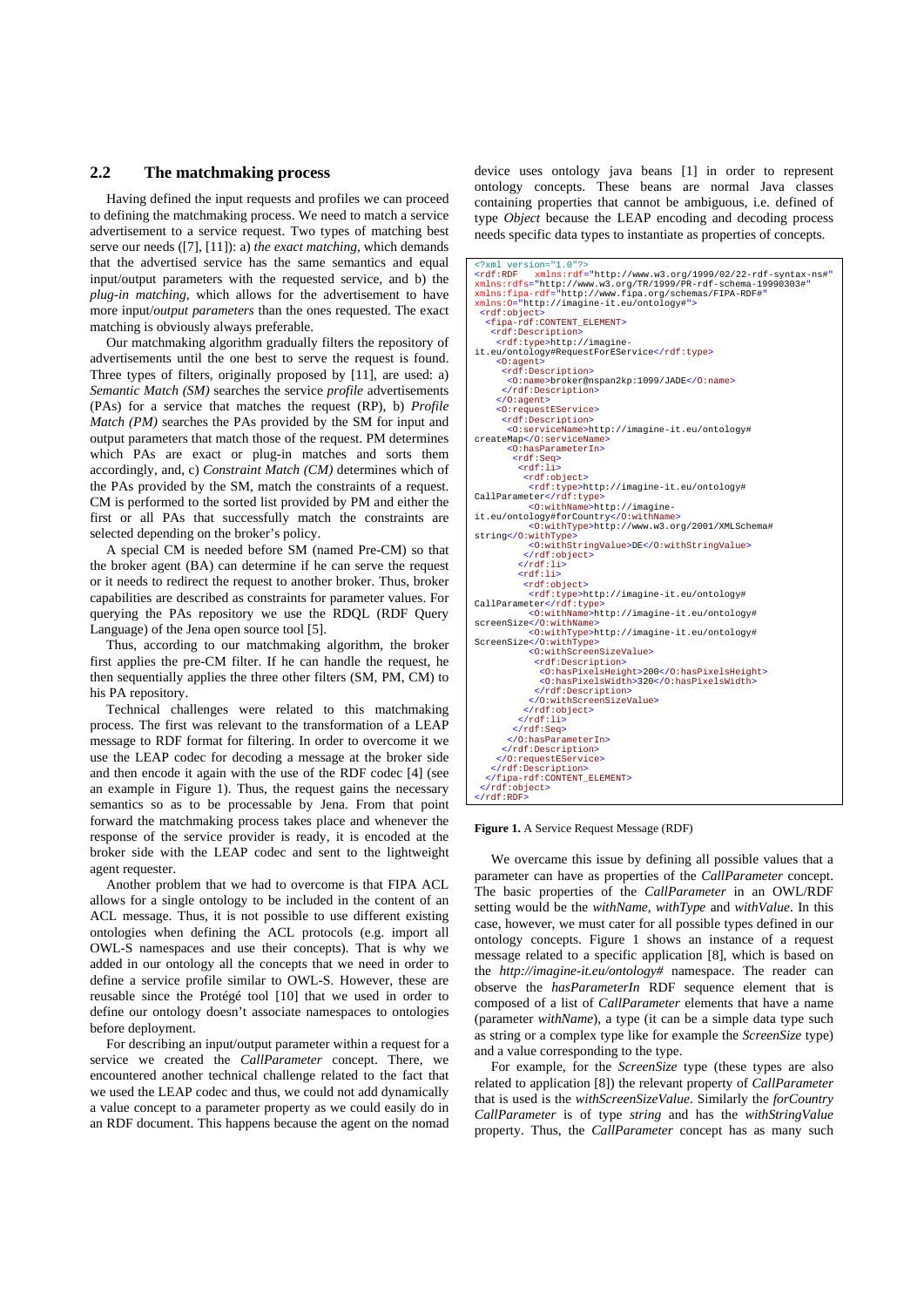## 2.2 The matchmaking process

Having defined the input requests and profiles we can proceed to defining the matchmaking process. We need to match a service advertisement to a service request. Two types of matching best serve our needs ([7], [11]): a) *the exact matching*, which demands that the advertised service has the same semantics and equal input/output parameters with the requested service, and b) the *plug-in matching*, which allows for the advertisement to have more input/*output parameters* than the ones requested. The exact matching is obviously always preferable.

Our matchmaking algorithm gradually filters the repository of advertisements until the one best to serve the request is found. Three types of filters, originally proposed by [11], are used: a) *Semantic Match (SM)* searches the service *profile* advertisements (PAs) for a service that matches the request (RP), b) *Profile Match (PM)* searches the PAs provided by the SM for input and output parameters that match those of the request. PM determines which PAs are exact or plug-in matches and sorts them accordingly, and, c) *Constraint Match (CM)* determines which of the PAs provided by the SM, match the constraints of a request. CM is performed to the sorted list provided by PM and either the first or all PAs that successfully match the constraints are selected depending on the broker's policy.

A special CM is needed before SM (named Pre-CM) so that the broker agent (BA) can determine if he can serve the request or it needs to redirect the request to another broker. Thus, broker capabilities are described as constraints for parameter values. For querying the PA repository we use the RDQL (RDF Query Language) of the Jena open source tool [5].

Thus, according to our matchmaking algorithm, the broker first applies the pre-CM filter. If he can handle the request, he then sequentially applies the three other filters (SM, PM, CM) to his PA repository.

Technical challenges were related to this matchmaking process. The first was relevant to the transformation of a LEAP message to RDF format for filtering. In order to overcome it we use the LEAP codec for decoding a message at the broker side and then encode it again with the use of the RDF codec [4] (see an example in Figure 1). Thus, the request gains the necessary semantics so as to be processable by Jena. From that point forward the matchmaking process takes place and whenever the response of the service provider is ready, it is encoded at the broker side with the LEAP codec and sent to the lightweight agent requester.

Another problem that we had to overcome is that FIPA ACL allows for a single ontology to be included in the content of an ACL message. Thus, it is not possible to use different existing ontologies when defining the ACL protocols (e.g. import all OWL-S namespaces and use their concepts). That is why we added in our ontology all the concepts that we need in order to define a service profile similar to OWL-S. However, these are reusable since the Protégé tool [10] that we used in order to define our ontology doesn't associate namespaces to ontologies before deployment.

For describing an input/output parameter within a request for a service we created the *CallParameter* concept. There, we encountered another technical challenge related to the fact that we used the LEAP codec and thus, we could not add dynamically a value concept to a parameter property as we could easily do in an RDF document. This happens because the agent on the nomad device uses ontology java beans [1] in order to represent ontology concepts. These beans are normal Java classes containing properties that cannot be ambiguous, i.e. defined of type *Object* because the LEAP encoding and decoding process needs specific data types to instantiate as properties of concepts.

```
<?xml version="1.0"?>
<rdf:RDF   xmlns:rdf="http://www.w3.org/1999/02/22-rdf-syntax-ns#"
xmlns:rdfs="http://www.w3.org/TR/1999/PR-rdf-schema-19990303#"
xmlns:fipa-rdf="http://www.fipa.org/schemas/FIPA-RDF#"
xmlns:O="http://imagine-it.eu/ontology#">
 <rdf:object>
  <fipa-rdf:CONTENT_ELEMENT>
   <rdf:Description>
    <rdf:type>http://imagine-
it.eu/ontology#RequestForEService</rdf:type>
    <O:agent>
     <rdf:Description>
      <O:name>broker@nspan2kp:1099/JADE</O:name>
     </rdf:Description>
    </O:agent>
    <O:requestEService>
     <rdf:Description>
      <O:serviceName>http://imagine-it.eu/ontology#
createMap</O:serviceName>
      <O:hasParameterIn>
       <rdf:Seq>
        <rdf:li>
         <rdf:object>
          <rdf:type>http://imagine-it.eu/ontology#
CallParameter</rdf:type>
          <O:withName>http://imagine-
it.eu/ontology#forCountry</O:withName>
          <O:withType>http://www.w3.org/2001/XMLSchema#
string</O:withType>
          <O:withStringValue>DE</O:withStringValue>
         </rdf:object>
        </rdf:li>
        <rdf:li>
         <rdf:object>
          <rdf:type>http://imagine-it.eu/ontology#
CallParameter</rdf:type>
          <O:withName>http://imagine-it.eu/ontology#
screenSize</O:withName>
          <O:withType>http://imagine-it.eu/ontology#
ScreenSize</O:withType>
          <O:withScreenSizeValue>
           <rdf:Description>
            <O:hasPixelsHeight>200</O:hasPixelsHeight>
            <O:hasPixelsWidth>320</O:hasPixelsWidth>
           </rdf:Description>
          </O:withScreenSizeValue>
         </rdf:object>
        </rdf:li>
       </rdf:Seq>
      </O:hasParameterIn>
     </rdf:Description>
    </O:requestEService>
   </rdf:Description>
  </fipa-rdf:CONTENT_ELEMENT>
 </rdf:object>
</rdf:RDF>
```

**Figure 1.** A Service Request Message (RDF)

We overcame this issue by defining all possible values that a parameter can have as properties of the *CallParameter* concept. The basic properties of the *CallParameter* in an OWL/RDF setting would be the *withName*, *withType* and *withValue*. In this case, however, we must cater for all possible types defined in our ontology concepts. Figure 1 shows an instance of a request message related to a specific application [8], which is based on the *http://imagine-it.eu/ontology#* namespace. The reader can observe the *hasParameterIn* RDF sequence element that is composed of a list of *CallParameter* elements that have a name (parameter *withName*), a type (it can be a simple data type such as string or a complex type like for example the *ScreenSize* type) and a value corresponding to the type.

For example, for the *ScreenSize* type (these types are also related to application [8]) the relevant property of *CallParameter* that is used is the *withScreenSizeValue*. Similarly the *forCountry CallParameter* is of type *string* and has the *withStringValue* property. Thus, the *CallParameter* concept has as many such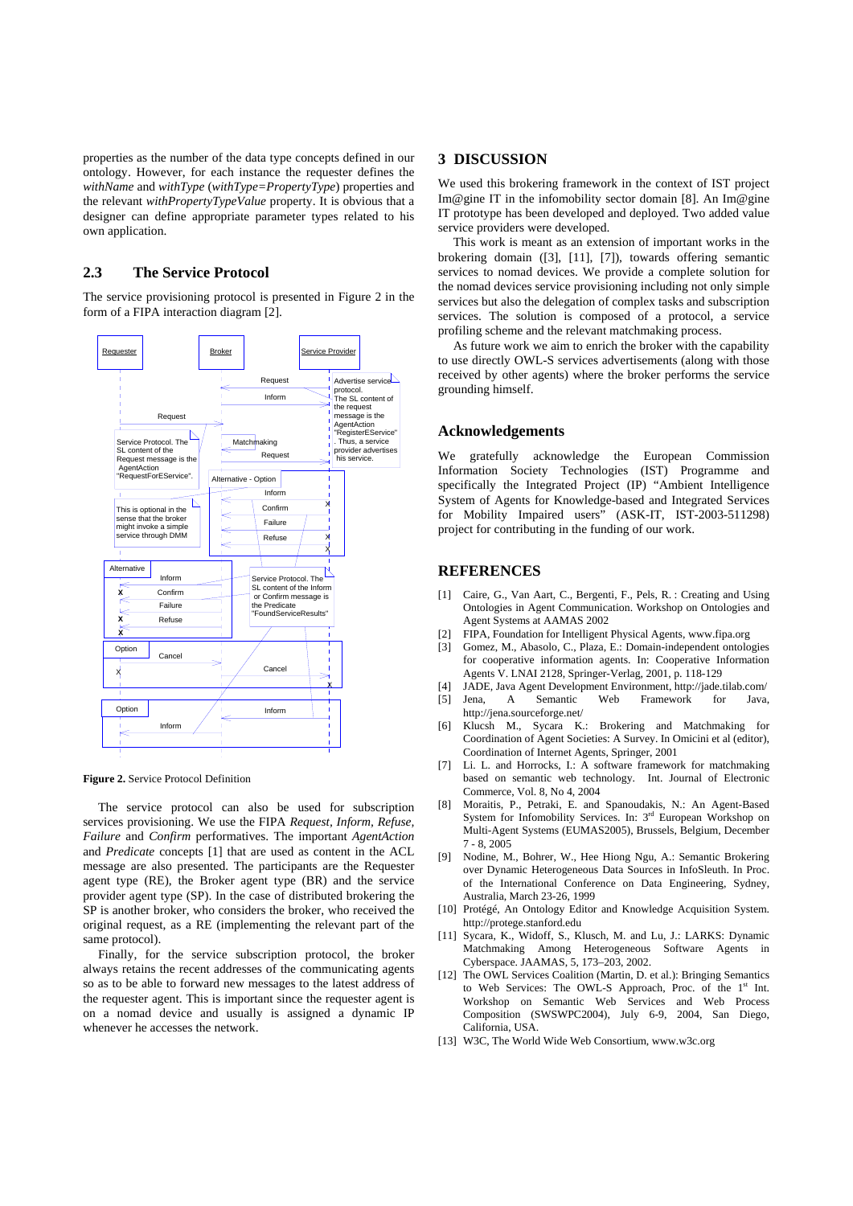properties as the number of the data type concepts defined in our ontology. However, for each instance the requester defines the *withName* and *withType* (*withType=PropertyType*) properties and the relevant *withPropertyTypeValue* property. It is obvious that a designer can define appropriate parameter types related to his own application.

## 2.3 The Service Protocol

The service provisioning protocol is presented in Figure 2 in the form of a FIPA interaction diagram [2].

Requester
Broker
Service Provider
Request
Inform
Advertise service protocol. The SL content of the request message is the AgentAction "RegisterEService". Thus, a service provider advertises his service.
Request
Service Protocol. The SL content of the Request message is the AgentAction "RequestForEService".
Matchmaking
Request
Alternative - Option
Inform
This is optional in the sense that the broker might invoke a simple service through DMM
Confirm
Failure
Refuse
Alternative
Inform
Confirm
Failure
Refuse
Service Protocol. The SL content of the Inform or Confirm message is the Predicate "FoundServiceResults"
Option
Cancel
Cancel
Option
Inform
Inform

**Figure 2.** Service Protocol Definition

The service protocol can also be used for subscription services provisioning. We use the FIPA *Request*, *Inform*, *Refuse, Failure* and *Confirm* performatives. The important *AgentAction* and *Predicate* concepts [1] that are used as content in the ACL message are also presented. The participants are the Requester agent type (RE), the Broker agent type (BR) and the service provider agent type (SP). In the case of distributed brokering the SP is another broker, who considers the broker, who received the original request, as a RE (implementing the relevant part of the same protocol).

Finally, for the service subscription protocol, the broker always retains the recent addresses of the communicating agents so as to be able to forward new messages to the latest address of the requester agent. This is important since the requester agent is on a nomad device and usually is assigned a dynamic IP whenever he accesses the network.

# 3 DISCUSSION

We used this brokering framework in the context of IST project Im@gine IT in the infomobility sector domain [8]. An Im@gine IT prototype has been developed and deployed. Two added value service providers were developed.

This work is meant as an extension of important works in the brokering domain ([3], [11], [7]), towards offering semantic services to nomad devices. We provide a complete solution for the nomad devices service provisioning including not only simple services but also the delegation of complex tasks and subscription services. The solution is composed of a protocol, a service profiling scheme and the relevant matchmaking process.

As future work we aim to enrich the broker with the capability to use directly OWL-S services advertisements (along with those received by other agents) where the broker performs the service grounding himself.

## Acknowledgements

We gratefully acknowledge the European Commission Information Society Technologies (IST) Programme and specifically the Integrated Project (IP) "Ambient Intelligence System of Agents for Knowledge-based and Integrated Services for Mobility Impaired users" (ASK-IT, IST-2003-511298) project for contributing in the funding of our work.

# REFERENCES

[1] Caire, G., Van Aart, C., Bergenti, F., Pels, R. : Creating and Using Ontologies in Agent Communication. Workshop on Ontologies and Agent Systems at AAMAS 2002
[2] FIPA, Foundation for Intelligent Physical Agents, www.fipa.org
[3] Gomez, M., Abasolo, C., Plaza, E.: Domain-independent ontologies for cooperative information agents. In: Cooperative Information Agents V. LNAI 2128, Springer-Verlag, 2001, p. 118-129
[4] JADE, Java Agent Development Environment, http://jade.tilab.com/
[5] Jena, A Semantic Web Framework for Java, http://jena.sourceforge.net/
[6] Klucsh M., Sycara K.: Brokering and Matchmaking for Coordination of Agent Societies: A Survey. In Omicini et al (editor), Coordination of Internet Agents, Springer, 2001
[7] Li. L. and Horrocks, I.: A software framework for matchmaking based on semantic web technology. Int. Journal of Electronic Commerce, Vol. 8, No 4, 2004
[8] Moraitis, P., Petraki, E. and Spanoudakis, N.: An Agent-Based System for Infomobility Services. In: 3rd European Workshop on Multi-Agent Systems (EUMAS2005), Brussels, Belgium, December 7 - 8, 2005
[9] Nodine, M., Bohrer, W., Hee Hiong Ngu, A.: Semantic Brokering over Dynamic Heterogeneous Data Sources in InfoSleuth. In Proc. of the International Conference on Data Engineering, Sydney, Australia, March 23-26, 1999
[10] Protégé, An Ontology Editor and Knowledge Acquisition System. http://protege.stanford.edu
[11] Sycara, K., Widoff, S., Klusch, M. and Lu, J.: LARKS: Dynamic Matchmaking Among Heterogeneous Software Agents in Cyberspace. JAAMAS, 5, 173–203, 2002.
[12] The OWL Services Coalition (Martin, D. et al.): Bringing Semantics to Web Services: The OWL-S Approach, Proc. of the 1st Int. Workshop on Semantic Web Services and Web Process Composition (SWSWPC2004), July 6-9, 2004, San Diego, California, USA.
[13] W3C, The World Wide Web Consortium, www.w3c.org